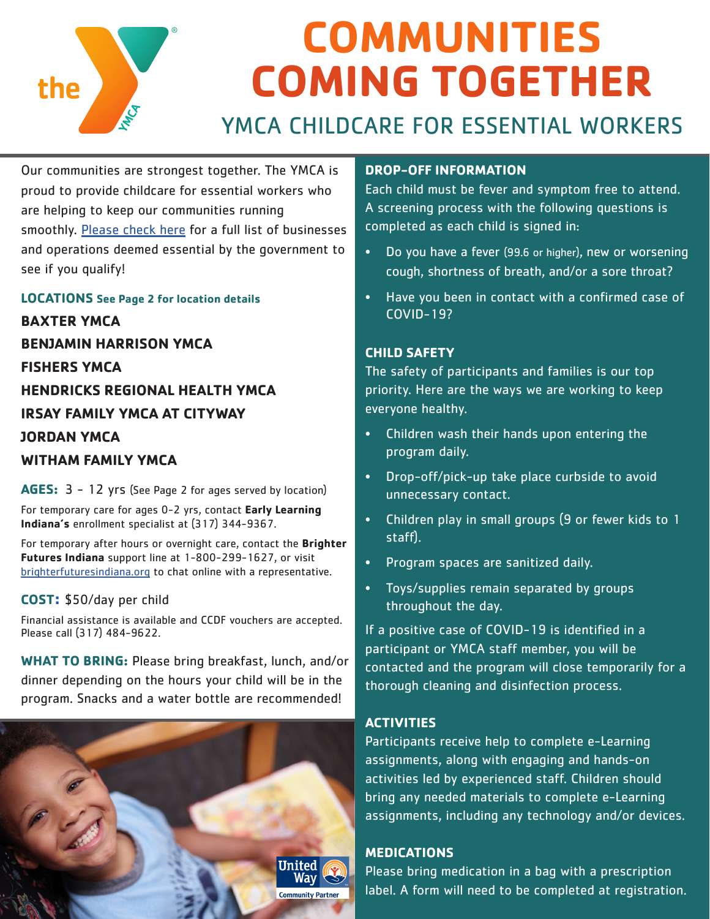# COMMUNITIES COMING TOGETHER

## YMCA CHILDCARE FOR ESSENTIAL WORKERS

Our communities are strongest together. The YMCA is proud to provide childcare for essential workers who are helping to keep our communities running smoothly. [Please check here] for a full list of businesses and operations deemed essential by the government to see if you qualify!

**LOCATIONS** See Page 2 for location details

**BAXTER YMCA**

**BENJAMIN HARRISON YMCA**

**FISHERS YMCA**

**HENDRICKS REGIONAL HEALTH YMCA**

**IRSAY FAMILY YMCA AT CITYWAY**

**JORDAN YMCA**

**WITHAM FAMILY YMCA**

**AGES:** 3 - 12 yrs (See Page 2 for ages served by location)

For temporary care for ages 0-2 yrs, contact **Early Learning Indiana's** enrollment specialist at (317) 344-9367.

For temporary after hours or overnight care, contact the **Brighter Futures Indiana** support line at 1-800-299-1627, or visit brighterfuturesindiana.org to chat online with a representative.

**COST:** $50/day per child

Financial assistance is available and CCDF vouchers are accepted. Please call (317) 484-9622.

**WHAT TO BRING:** Please bring breakfast, lunch, and/or dinner depending on the hours your child will be in the program. Snacks and a water bottle are recommended!

United Way Community Partner

### DROP-OFF INFORMATION

Each child must be fever and symptom free to attend. A screening process with the following questions is completed as each child is signed in:

- Do you have a fever (99.6 or higher), new or worsening cough, shortness of breath, and/or a sore throat?
- Have you been in contact with a confirmed case of COVID-19?

### CHILD SAFETY

The safety of participants and families is our top priority. Here are the ways we are working to keep everyone healthy.

- Children wash their hands upon entering the program daily.
- Drop-off/pick-up take place curbside to avoid unnecessary contact.
- Children play in small groups (9 or fewer kids to 1 staff).
- Program spaces are sanitized daily.
- Toys/supplies remain separated by groups throughout the day.

If a positive case of COVID-19 is identified in a participant or YMCA staff member, you will be contacted and the program will close temporarily for a thorough cleaning and disinfection process.

### ACTIVITIES

Participants receive help to complete e-Learning assignments, along with engaging and hands-on activities led by experienced staff. Children should bring any needed materials to complete e-Learning assignments, including any technology and/or devices.

### MEDICATIONS

Please bring medication in a bag with a prescription label. A form will need to be completed at registration.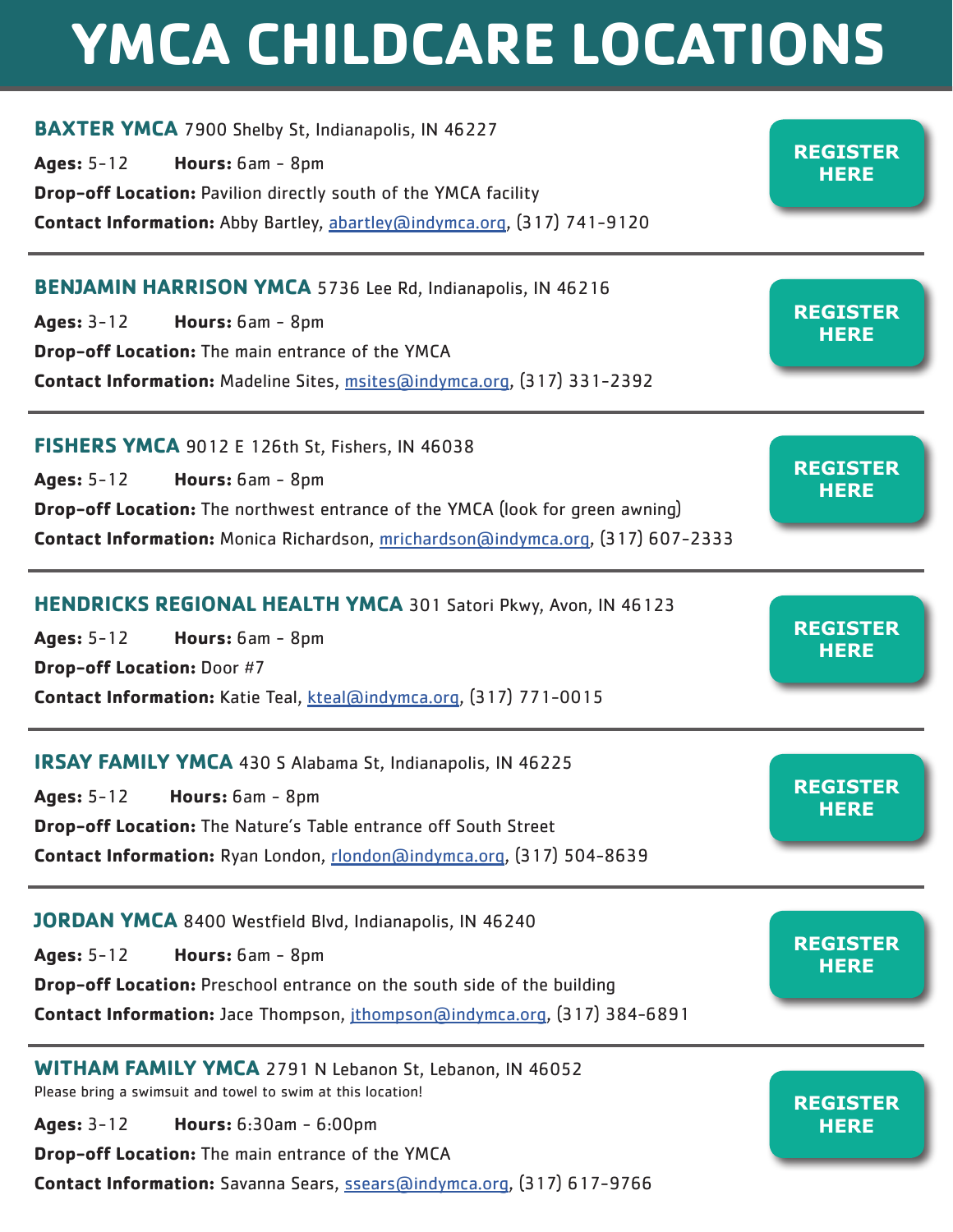# YMCA CHILDCARE LOCATIONS

**BAXTER YMCA** 7900 Shelby St, Indianapolis, IN 46227

**Ages:** 5-12 **Hours:** 6am - 8pm

**Drop-off Location:** Pavilion directly south of the YMCA facility

**Contact Information:** Abby Bartley, abartley@indymca.org, (317) 741-9120

REGISTER HERE

---

**BENJAMIN HARRISON YMCA** 5736 Lee Rd, Indianapolis, IN 46216

**Ages:** 3-12 **Hours:** 6am - 8pm

**Drop-off Location:** The main entrance of the YMCA

**Contact Information:** Madeline Sites, msites@indymca.org, (317) 331-2392

REGISTER HERE

---

**FISHERS YMCA** 9012 E 126th St, Fishers, IN 46038

**Ages:** 5-12 **Hours:** 6am - 8pm

**Drop-off Location:** The northwest entrance of the YMCA (look for green awning)

**Contact Information:** Monica Richardson, mrichardson@indymca.org, (317) 607-2333

REGISTER HERE

---

**HENDRICKS REGIONAL HEALTH YMCA** 301 Satori Pkwy, Avon, IN 46123

**Ages:** 5-12 **Hours:** 6am - 8pm

**Drop-off Location:** Door #7

**Contact Information:** Katie Teal, kteal@indymca.org, (317) 771-0015

REGISTER HERE

---

**IRSAY FAMILY YMCA** 430 S Alabama St, Indianapolis, IN 46225

**Ages:** 5-12 **Hours:** 6am - 8pm

**Drop-off Location:** The Nature's Table entrance off South Street

**Contact Information:** Ryan London, rlondon@indymca.org, (317) 504-8639

REGISTER HERE

---

**JORDAN YMCA** 8400 Westfield Blvd, Indianapolis, IN 46240

**Ages:** 5-12 **Hours:** 6am - 8pm

**Drop-off Location:** Preschool entrance on the south side of the building

**Contact Information:** Jace Thompson, jthompson@indymca.org, (317) 384-6891

REGISTER HERE

---

**WITHAM FAMILY YMCA** 2791 N Lebanon St, Lebanon, IN 46052

Please bring a swimsuit and towel to swim at this location!

**Ages:** 3-12 **Hours:** 6:30am - 6:00pm

**Drop-off Location:** The main entrance of the YMCA

**Contact Information:** Savanna Sears, ssears@indymca.org, (317) 617-9766

REGISTER HERE